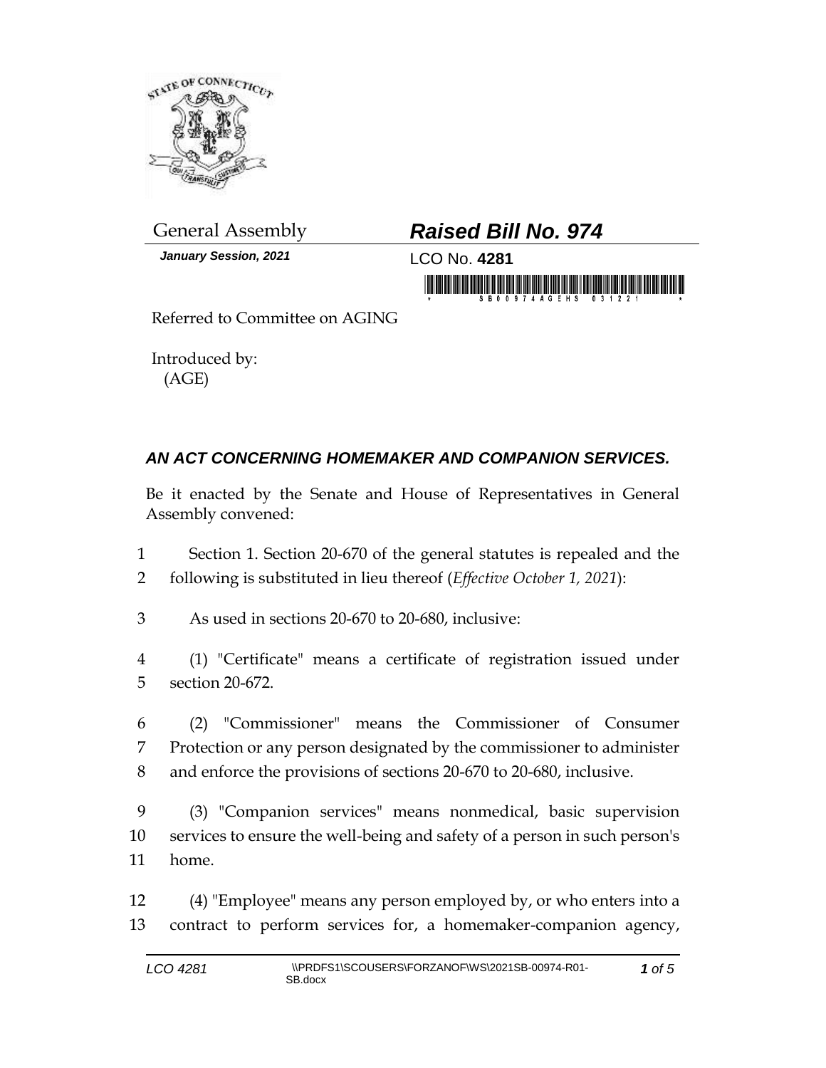General Assembly

***Raised Bill No. 974***

***January Session, 2021***

LCO No. **4281**

Referred to Committee on AGING

Introduced by:
(AGE)

## *AN ACT CONCERNING HOMEMAKER AND COMPANION SERVICES.*

Be it enacted by the Senate and House of Representatives in General Assembly convened:

1 Section 1. Section 20-670 of the general statutes is repealed and the
2 following is substituted in lieu thereof (*Effective October 1, 2021*):

3 As used in sections 20-670 to 20-680, inclusive:

4 (1) "Certificate" means a certificate of registration issued under
5 section 20-672.

6 (2) "Commissioner" means the Commissioner of Consumer
7 Protection or any person designated by the commissioner to administer
8 and enforce the provisions of sections 20-670 to 20-680, inclusive.

9 (3) "Companion services" means nonmedical, basic supervision
10 services to ensure the well-being and safety of a person in such person's
11 home.

12 (4) "Employee" means any person employed by, or who enters into a
13 contract to perform services for, a homemaker-companion agency,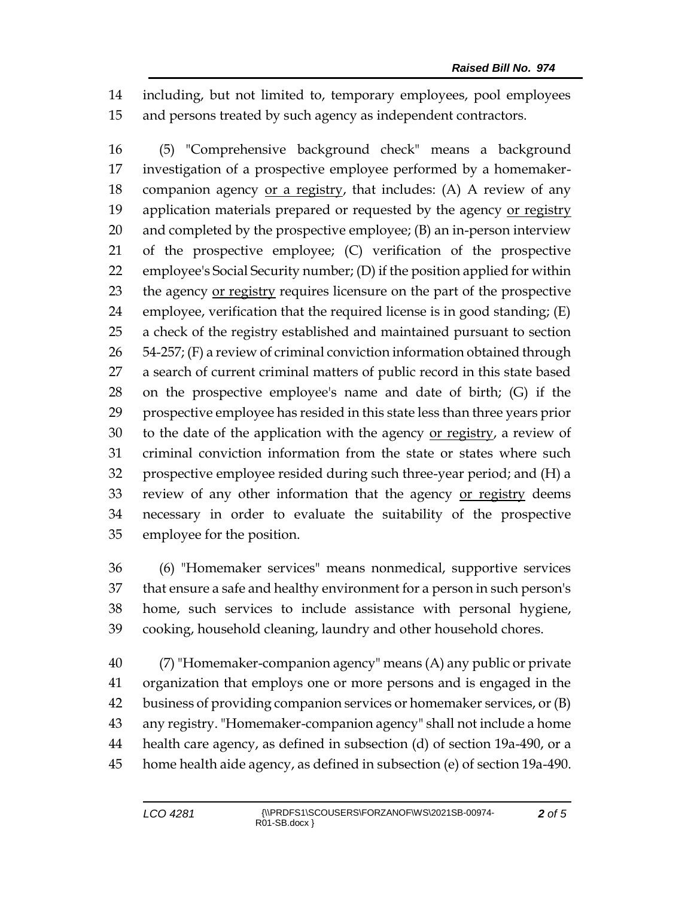including, but not limited to, temporary employees, pool employees and persons treated by such agency as independent contractors.

(5) "Comprehensive background check" means a background investigation of a prospective employee performed by a homemaker-companion agency <u>or a registry</u>, that includes: (A) A review of any application materials prepared or requested by the agency <u>or registry</u> and completed by the prospective employee; (B) an in-person interview of the prospective employee; (C) verification of the prospective employee's Social Security number; (D) if the position applied for within the agency <u>or registry</u> requires licensure on the part of the prospective employee, verification that the required license is in good standing; (E) a check of the registry established and maintained pursuant to section 54-257; (F) a review of criminal conviction information obtained through a search of current criminal matters of public record in this state based on the prospective employee's name and date of birth; (G) if the prospective employee has resided in this state less than three years prior to the date of the application with the agency <u>or registry</u>, a review of criminal conviction information from the state or states where such prospective employee resided during such three-year period; and (H) a review of any other information that the agency <u>or registry</u> deems necessary in order to evaluate the suitability of the prospective employee for the position.

(6) "Homemaker services" means nonmedical, supportive services that ensure a safe and healthy environment for a person in such person's home, such services to include assistance with personal hygiene, cooking, household cleaning, laundry and other household chores.

(7) "Homemaker-companion agency" means (A) any public or private organization that employs one or more persons and is engaged in the business of providing companion services or homemaker services, or (B) any registry. "Homemaker-companion agency" shall not include a home health care agency, as defined in subsection (d) of section 19a-490, or a home health aide agency, as defined in subsection (e) of section 19a-490.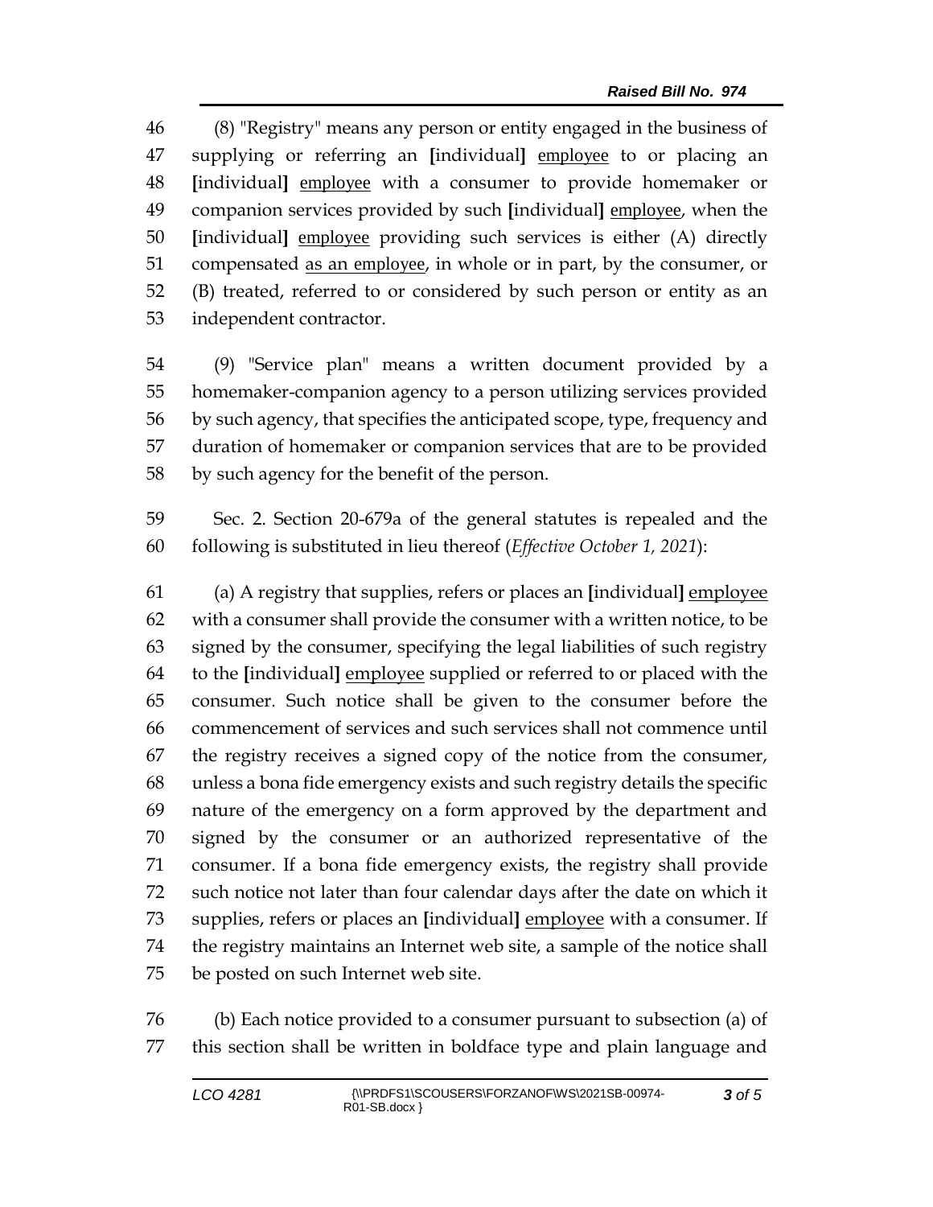(8) "Registry" means any person or entity engaged in the business of supplying or referring an [individual] <u>employee</u> to or placing an [individual] <u>employee</u> with a consumer to provide homemaker or companion services provided by such [individual] <u>employee</u>, when the [individual] <u>employee</u> providing such services is either (A) directly compensated <u>as an employee</u>, in whole or in part, by the consumer, or (B) treated, referred to or considered by such person or entity as an independent contractor.

(9) "Service plan" means a written document provided by a homemaker-companion agency to a person utilizing services provided by such agency, that specifies the anticipated scope, type, frequency and duration of homemaker or companion services that are to be provided by such agency for the benefit of the person.

Sec. 2. Section 20-679a of the general statutes is repealed and the following is substituted in lieu thereof (*Effective October 1, 2021*):

(a) A registry that supplies, refers or places an [individual] <u>employee</u> with a consumer shall provide the consumer with a written notice, to be signed by the consumer, specifying the legal liabilities of such registry to the [individual] <u>employee</u> supplied or referred to or placed with the consumer. Such notice shall be given to the consumer before the commencement of services and such services shall not commence until the registry receives a signed copy of the notice from the consumer, unless a bona fide emergency exists and such registry details the specific nature of the emergency on a form approved by the department and signed by the consumer or an authorized representative of the consumer. If a bona fide emergency exists, the registry shall provide such notice not later than four calendar days after the date on which it supplies, refers or places an [individual] <u>employee</u> with a consumer. If the registry maintains an Internet web site, a sample of the notice shall be posted on such Internet web site.

(b) Each notice provided to a consumer pursuant to subsection (a) of this section shall be written in boldface type and plain language and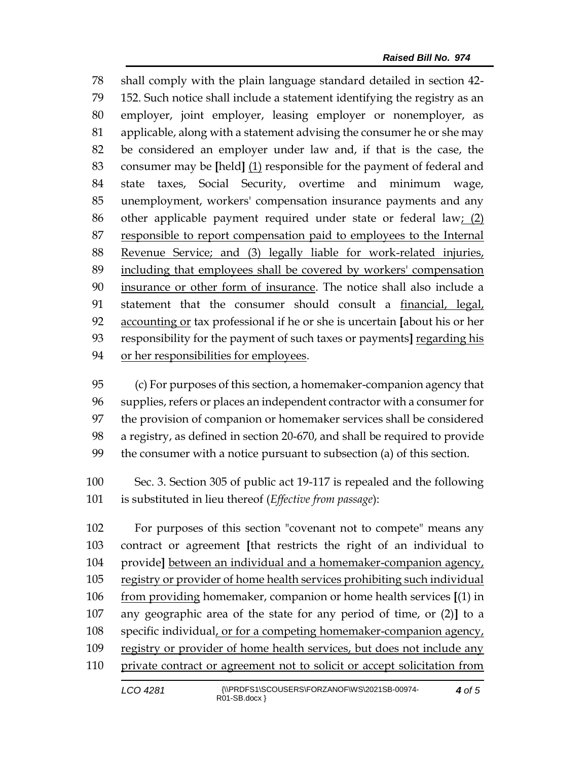shall comply with the plain language standard detailed in section 42-152. Such notice shall include a statement identifying the registry as an employer, joint employer, leasing employer or nonemployer, as applicable, along with a statement advising the consumer he or she may be considered an employer under law and, if that is the case, the consumer may be [held] (1) responsible for the payment of federal and state taxes, Social Security, overtime and minimum wage, unemployment, workers' compensation insurance payments and any other applicable payment required under state or federal law; (2) responsible to report compensation paid to employees to the Internal Revenue Service; and (3) legally liable for work-related injuries, including that employees shall be covered by workers' compensation insurance or other form of insurance. The notice shall also include a statement that the consumer should consult a financial, legal, accounting or tax professional if he or she is uncertain [about his or her responsibility for the payment of such taxes or payments] regarding his or her responsibilities for employees.

(c) For purposes of this section, a homemaker-companion agency that supplies, refers or places an independent contractor with a consumer for the provision of companion or homemaker services shall be considered a registry, as defined in section 20-670, and shall be required to provide the consumer with a notice pursuant to subsection (a) of this section.

Sec. 3. Section 305 of public act 19-117 is repealed and the following is substituted in lieu thereof (*Effective from passage*):

For purposes of this section "covenant not to compete" means any contract or agreement [that restricts the right of an individual to provide] between an individual and a homemaker-companion agency, registry or provider of home health services prohibiting such individual from providing homemaker, companion or home health services [(1) in any geographic area of the state for any period of time, or (2)] to a specific individual, or for a competing homemaker-companion agency, registry or provider of home health services, but does not include any private contract or agreement not to solicit or accept solicitation from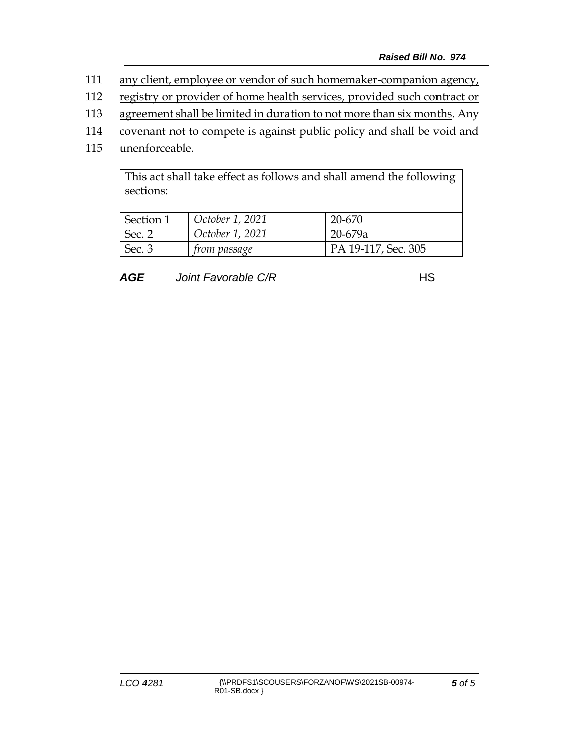111 <u>any client, employee or vendor of such homemaker-companion agency,</u>
112 <u>registry or provider of home health services, provided such contract or</u>
113 <u>agreement shall be limited in duration to not more than six months</u>. Any
114 covenant not to compete is against public policy and shall be void and
115 unenforceable.

| This act shall take effect as follows and shall amend the following sections: | | |
|---|---|---|
| Section 1 | *October 1, 2021* | 20-670 |
| Sec. 2 | *October 1, 2021* | 20-679a |
| Sec. 3 | *from passage* | PA 19-117, Sec. 305 |

***AGE*** *Joint Favorable C/R* HS